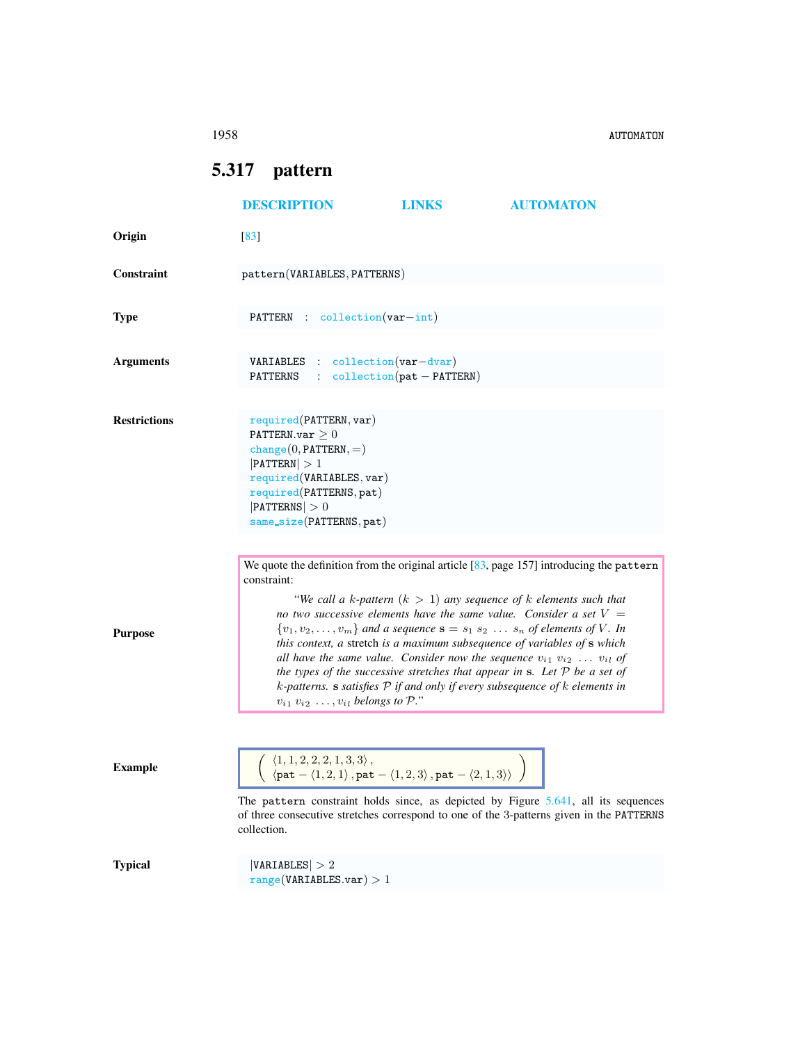## 5.317 pattern

DESCRIPTION LINKS AUTOMATON

**Origin**

[83]

**Constraint**

pattern(VARIABLES, PATTERNS)

**Type**

PATTERN : collection(var−int)

**Arguments**

VARIABLES : collection(var−dvar)
PATTERNS : collection(pat − PATTERN)

**Restrictions**

required(PATTERN, var)
PATTERN.var $\geq 0$
change(0, PATTERN, =)
$|$PATTERN$| > 1$
required(VARIABLES, var)
required(PATTERNS, pat)
$|$PATTERNS$| > 0$
same_size(PATTERNS, pat)

**Purpose**

We quote the definition from the original article [83, page 157] introducing the pattern constraint:

> "*We call a* $k$*-pattern* ($k > 1$) *any sequence of* $k$ *elements such that no two successive elements have the same value. Consider a set* $V = \{v_1, v_2, \ldots, v_m\}$ *and a sequence* $\mathbf{s} = s_1\ s_2\ \ldots\ s_n$ *of elements of* $V$*. In this context, a* stretch *is a maximum subsequence of variables of* $\mathbf{s}$ *which all have the same value. Consider now the sequence* $v_{i1}\ v_{i2}\ \ldots\ v_{il}$ *of the types of the successive stretches that appear in* $\mathbf{s}$*. Let* $\mathcal{P}$ *be a set of* $k$*-patterns.* $\mathbf{s}$ *satisfies* $\mathcal{P}$ *if and only if every subsequence of* $k$ *elements in* $v_{i1}\ v_{i2}\ \ldots, v_{il}$ *belongs to* $\mathcal{P}$*.*"

**Example**

$$\left(\begin{array}{l}\langle 1,1,2,2,2,1,3,3\rangle, \\ \langle \texttt{pat}-\langle 1,2,1\rangle, \texttt{pat}-\langle 1,2,3\rangle, \texttt{pat}-\langle 2,1,3\rangle\rangle\end{array}\right)$$

The pattern constraint holds since, as depicted by Figure 5.641, all its sequences of three consecutive stretches correspond to one of the 3-patterns given in the PATTERNS collection.

**Typical**

$|$VARIABLES$| > 2$
range(VARIABLES.var) $> 1$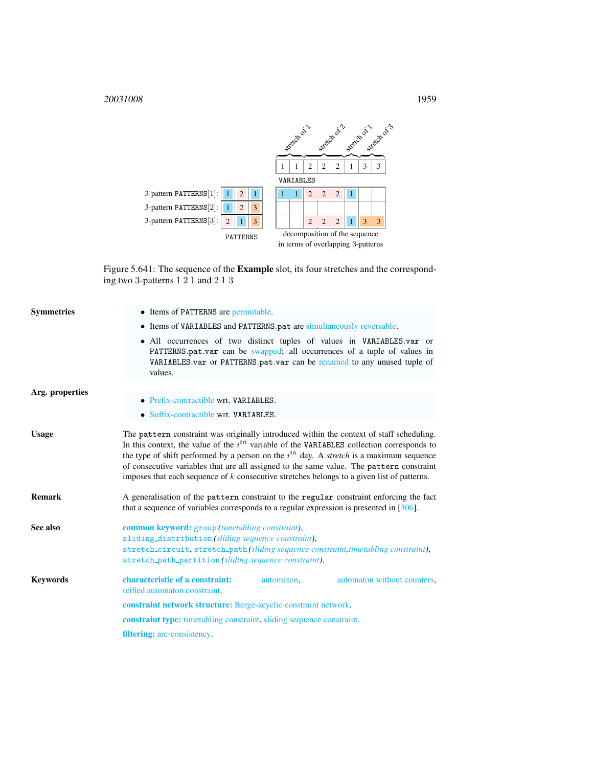| | stretch of 1 | | stretch of 2 | | | stretch of 1 | stretch of 3 | |
|---|---|---|---|---|---|---|---|---|
| VARIABLES | 1 | 1 | 2 | 2 | 2 | 1 | 3 | 3 |

| PATTERNS | | | | decomposition of the sequence in terms of overlapping 3-patterns | | | | | | | |
|---|---|---|---|---|---|---|---|---|---|---|---|
| 3-pattern PATTERNS[1]: | 1 | 2 | 1 | 1 | 1 | 2 | 2 | 2 | 1 | | |
| 3-pattern PATTERNS[2]: | 1 | 2 | 3 | | | | | | | | |
| 3-pattern PATTERNS[3]: | 2 | 1 | 3 | | | 2 | 2 | 2 | 1 | 3 | 3 |

Figure 5.641: The sequence of the **Example** slot, its four stretches and the corresponding two 3-patterns 1 2 1 and 2 1 3

**Symmetries**

- Items of PATTERNS are permutable.
- Items of VARIABLES and PATTERNS.pat are simultaneously reversable.
- All occurrences of two distinct tuples of values in VARIABLES.var or PATTERNS.pat.var can be swapped; all occurrences of a tuple of values in VARIABLES.var or PATTERNS.pat.var can be renamed to any unused tuple of values.

**Arg. properties**

- Prefix-contractible wrt. VARIABLES.
- Suffix-contractible wrt. VARIABLES.

**Usage**

The pattern constraint was originally introduced within the context of staff scheduling. In this context, the value of the $i^{th}$ variable of the VARIABLES collection corresponds to the type of shift performed by a person on the $i^{th}$ day. A *stretch* is a maximum sequence of consecutive variables that are all assigned to the same value. The pattern constraint imposes that each sequence of $k$ consecutive stretches belongs to a given list of patterns.

**Remark**

A generalisation of the pattern constraint to the regular constraint enforcing the fact that a sequence of variables corresponds to a regular expression is presented in [306].

**See also**

**common keyword:** group *(timetabling constraint)*,
sliding_distribution *(sliding sequence constraint)*,
stretch_circuit, stretch_path *(sliding sequence constraint, timetabling constraint)*,
stretch_path_partition *(sliding sequence constraint)*.

**Keywords**

**characteristic of a constraint:** automaton, automaton without counters, reified automaton constraint.

**constraint network structure:** Berge-acyclic constraint network.

**constraint type:** timetabling constraint, sliding sequence constraint.

**filtering:** arc-consistency.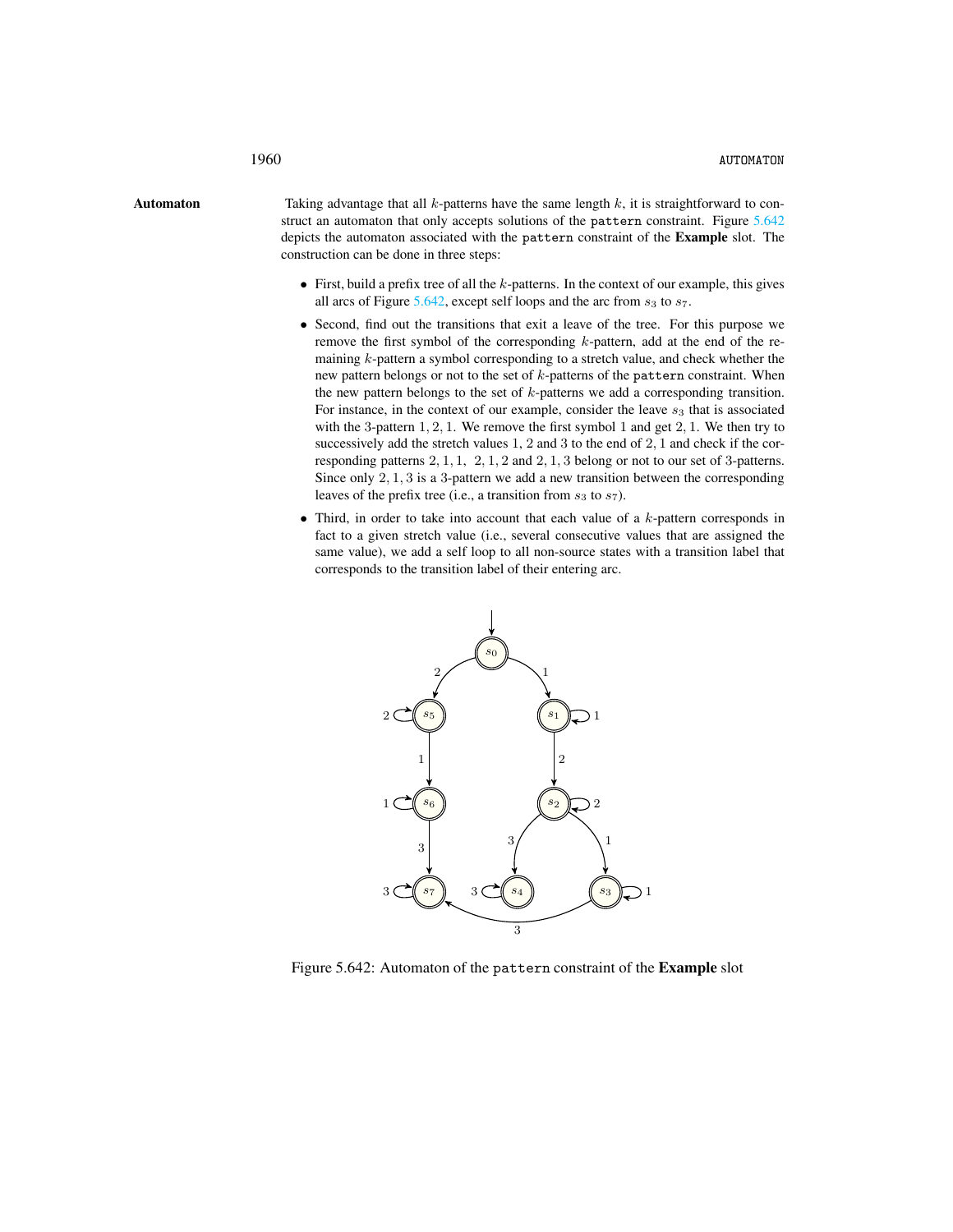**Automaton** Taking advantage that all $k$-patterns have the same length $k$, it is straightforward to construct an automaton that only accepts solutions of the `pattern` constraint. Figure 5.642 depicts the automaton associated with the `pattern` constraint of the **Example** slot. The construction can be done in three steps:

- First, build a prefix tree of all the $k$-patterns. In the context of our example, this gives all arcs of Figure 5.642, except self loops and the arc from $s_3$ to $s_7$.
- Second, find out the transitions that exit a leave of the tree. For this purpose we remove the first symbol of the corresponding $k$-pattern, add at the end of the remaining $k$-pattern a symbol corresponding to a stretch value, and check whether the new pattern belongs or not to the set of $k$-patterns of the `pattern` constraint. When the new pattern belongs to the set of $k$-patterns we add a corresponding transition. For instance, in the context of our example, consider the leave $s_3$ that is associated with the 3-pattern $1, 2, 1$. We remove the first symbol 1 and get $2, 1$. We then try to successively add the stretch values 1, 2 and 3 to the end of $2, 1$ and check if the corresponding patterns $2, 1, 1$, $2, 1, 2$ and $2, 1, 3$ belong or not to our set of 3-patterns. Since only $2, 1, 3$ is a 3-pattern we add a new transition between the corresponding leaves of the prefix tree (i.e., a transition from $s_3$ to $s_7$).
- Third, in order to take into account that each value of a $k$-pattern corresponds in fact to a given stretch value (i.e., several consecutive values that are assigned the same value), we add a self loop to all non-source states with a transition label that corresponds to the transition label of their entering arc.

$s_0$ $s_1$ $s_2$ $s_3$ $s_4$ $s_5$ $s_6$ $s_7$
1 2 3

Figure 5.642: Automaton of the `pattern` constraint of the **Example** slot